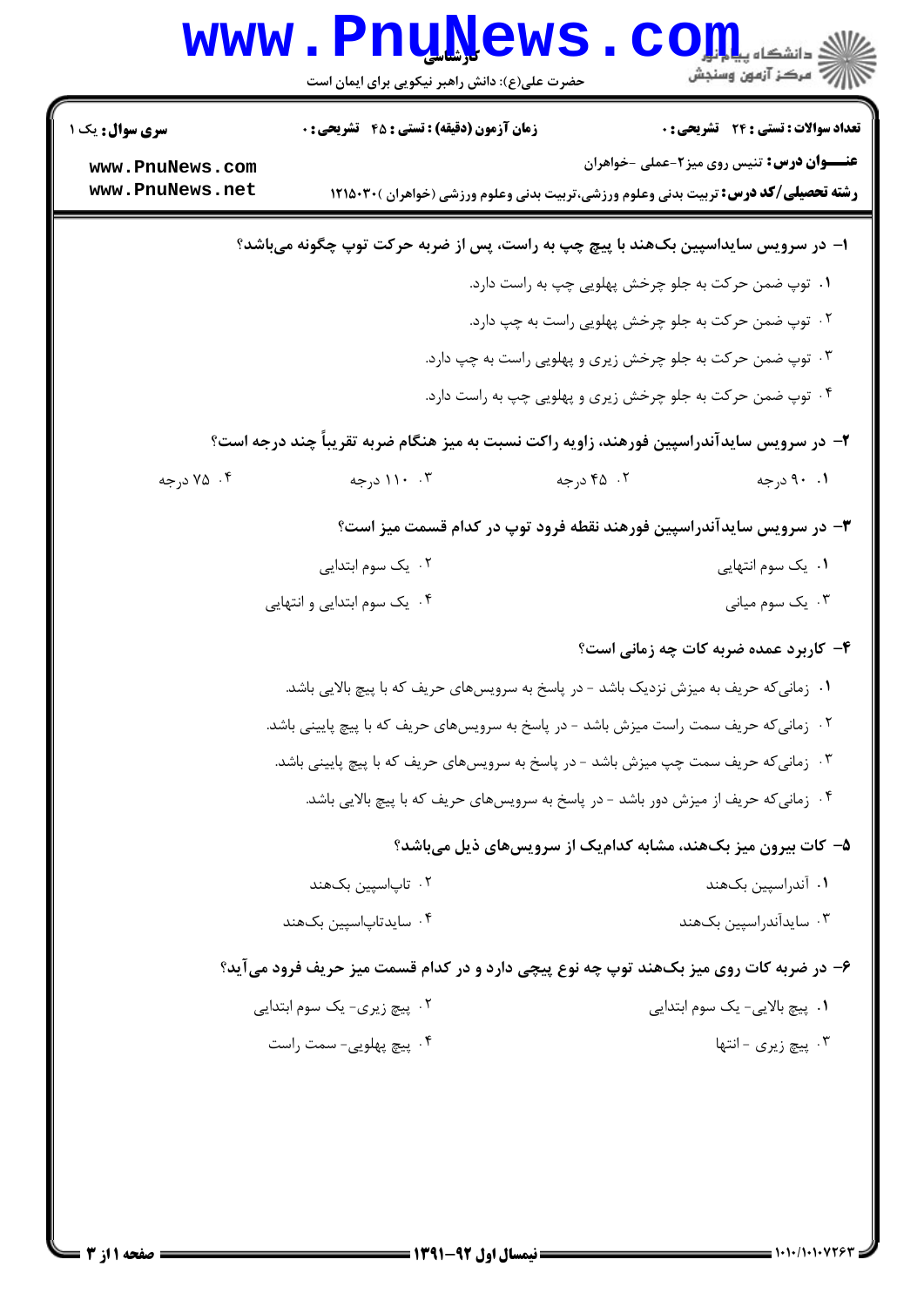**سری سوال:** یک ۱

**زمان آزمون (دقیقه) : تستی : ۴۵ تشریحی : ۰**

**تعداد سوالات : تستی : ۲۴ تشریحی : ۰**

**عنـــوان درس:** تنیس روی میز۲-عملی -خواهران

**رشته تحصیلی/کد درس:** تربیت بدنی وعلوم ورزشی،تربیت بدنی وعلوم ورزشی (خواهران )۱۲۱۵۰۳۰

**۱- در سرویس سایداسپین بک‌هند با پیچ چپ به راست، پس از ضربه حرکت توپ چگونه می‌باشد؟**

۱. توپ ضمن حرکت به جلو چرخش پهلویی چپ به راست دارد.

۲. توپ ضمن حرکت به جلو چرخش پهلویی راست به چپ دارد.

۳. توپ ضمن حرکت به جلو چرخش زیری و پهلویی راست به چپ دارد.

۴. توپ ضمن حرکت به جلو چرخش زیری و پهلویی چپ به راست دارد.

**۲- در سرویس سایدآندراسپین فورهند، زاویه راکت نسبت به میز هنگام ضربه تقریباً چند درجه است؟**

۱. ۹۰ درجه

۲. ۴۵ درجه

۳. ۱۱۰ درجه

۴. ۷۵ درجه

**۳- در سرویس سایدآندراسپین فورهند نقطه فرود توپ در کدام قسمت میز است؟**

۱. یک سوم انتهایی

۲. یک سوم ابتدایی

۳. یک سوم میانی

۴. یک سوم ابتدایی و انتهایی

**۴- کاربرد عمده ضربه کات چه زمانی است؟**

۱. زمانی‌که حریف به میزش نزدیک باشد - در پاسخ به سرویس‌های حریف که با پیچ بالایی باشد.

۲. زمانی‌که حریف سمت راست میزش باشد - در پاسخ به سرویس‌های حریف که با پیچ پایینی باشد.

۳. زمانی‌که حریف سمت چپ میزش باشد - در پاسخ به سرویس‌های حریف که با پیچ پایینی باشد.

۴. زمانی‌که حریف از میزش دور باشد - در پاسخ به سرویس‌های حریف که با پیچ بالایی باشد.

**۵- کات بیرون میز بک‌هند، مشابه کدام‌یک از سرویس‌های ذیل می‌باشد؟**

۱. آندراسپین بک‌هند

۲. تاپ‌اسپین بک‌هند

۳. سایدآندراسپین بک‌هند

۴. سایدتاپ‌اسپین بک‌هند

**۶- در ضربه کات روی میز بک‌هند توپ چه نوع پیچی دارد و در کدام قسمت میز حریف فرود می‌آید؟**

۱. پیچ بالایی- یک سوم ابتدایی

۲. پیچ زیری- یک سوم ابتدایی

۳. پیچ زیری - انتها

۴. پیچ پهلویی- سمت راست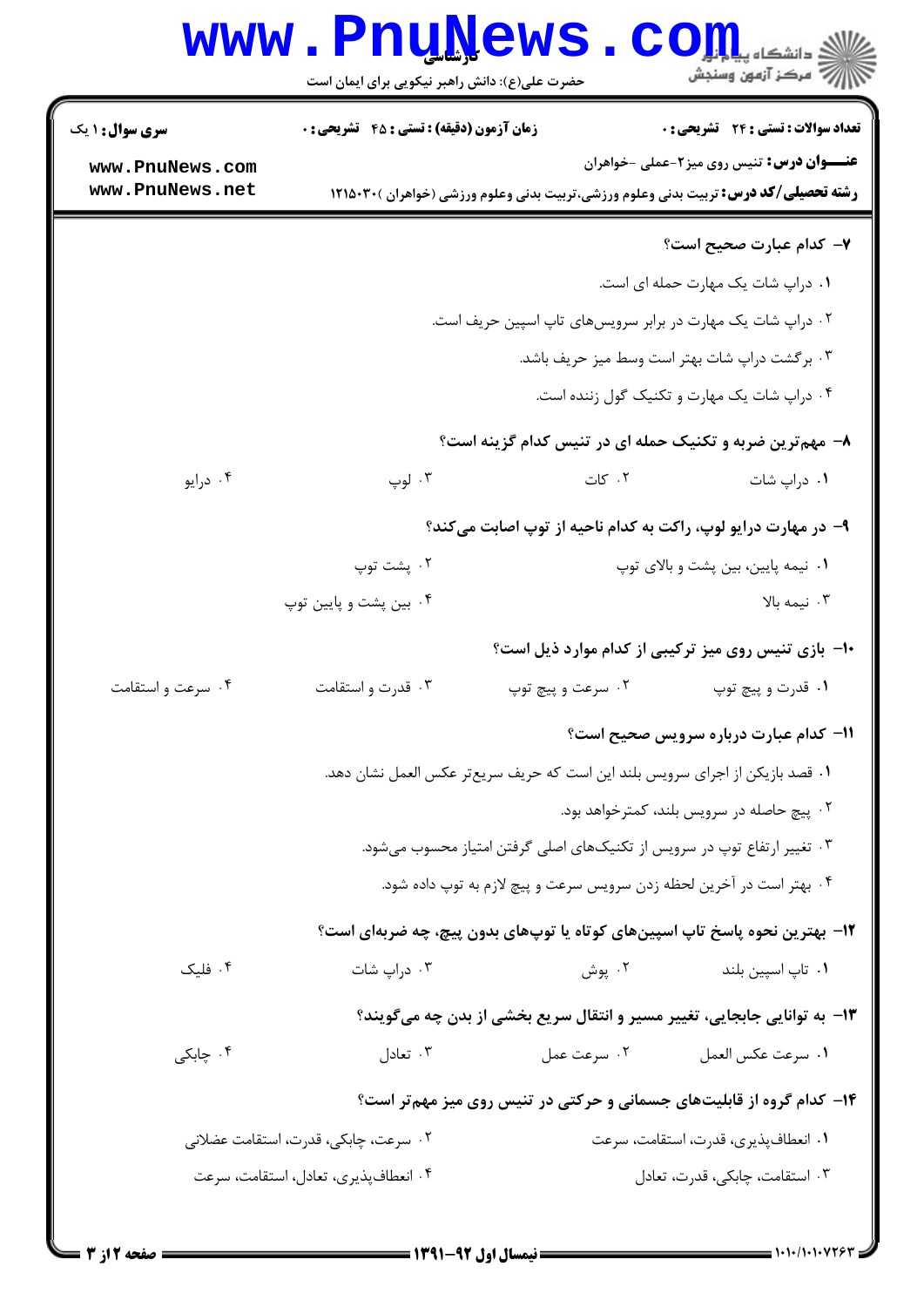**۷- کدام عبارت صحیح است؟**

۱. دراپ شات یک مهارت حمله ای است.

۲. دراپ شات یک مهارت در برابر سرویس‌های تاپ اسپین حریف است.

۳. برگشت دراپ شات بهتر است وسط میز حریف باشد.

۴. دراپ شات یک مهارت و تکنیک گول زننده است.

**۸- مهم‌ترین ضربه و تکنیک حمله ای در تنیس کدام گزینه است؟**

۱. دراپ شات ۲. کات ۳. لوپ ۴. درایو

**۹- در مهارت درایو لوپ، راکت به کدام ناحیه از توپ اصابت می‌کند؟**

۱. نیمه پایین، بین پشت و بالای توپ ۲. پشت توپ

۳. نیمه بالا ۴. بین پشت و پایین توپ

**۱۰- بازی تنیس روی میز ترکیبی از کدام موارد ذیل است؟**

۱. قدرت و پیچ توپ ۲. سرعت و پیچ توپ ۳. قدرت و استقامت ۴. سرعت و استقامت

**۱۱- کدام عبارت درباره سرویس صحیح است؟**

۱. قصد بازیکن از اجرای سرویس بلند این است که حریف سریع‌تر عکس العمل نشان دهد.

۲. پیچ حاصله در سرویس بلند، کمترخواهد بود.

۳. تغییر ارتفاع توپ در سرویس از تکنیک‌های اصلی گرفتن امتیاز محسوب می‌شود.

۴. بهتر است در آخرین لحظه زدن سرویس سرعت و پیچ لازم به توپ داده شود.

**۱۲- بهترین نحوه پاسخ تاپ اسپین‌های کوتاه یا توپ‌های بدون پیچ، چه ضربه‌ای است؟**

۱. تاپ اسپین بلند ۲. پوش ۳. دراپ شات ۴. فلیک

**۱۳- به توانایی جابجایی، تغییر مسیر و انتقال سریع بخشی از بدن چه می‌گویند؟**

۱. سرعت عکس العمل ۲. سرعت عمل ۳. تعادل ۴. چابکی

**۱۴- کدام گروه از قابلیت‌های جسمانی و حرکتی در تنیس روی میز مهم‌تر است؟**

۱. انعطاف‌پذیری، قدرت، استقامت، سرعت ۲. سرعت، چابکی، قدرت، استقامت عضلانی

۳. استقامت، چابکی، قدرت، تعادل ۴. انعطاف‌پذیری، تعادل، استقامت، سرعت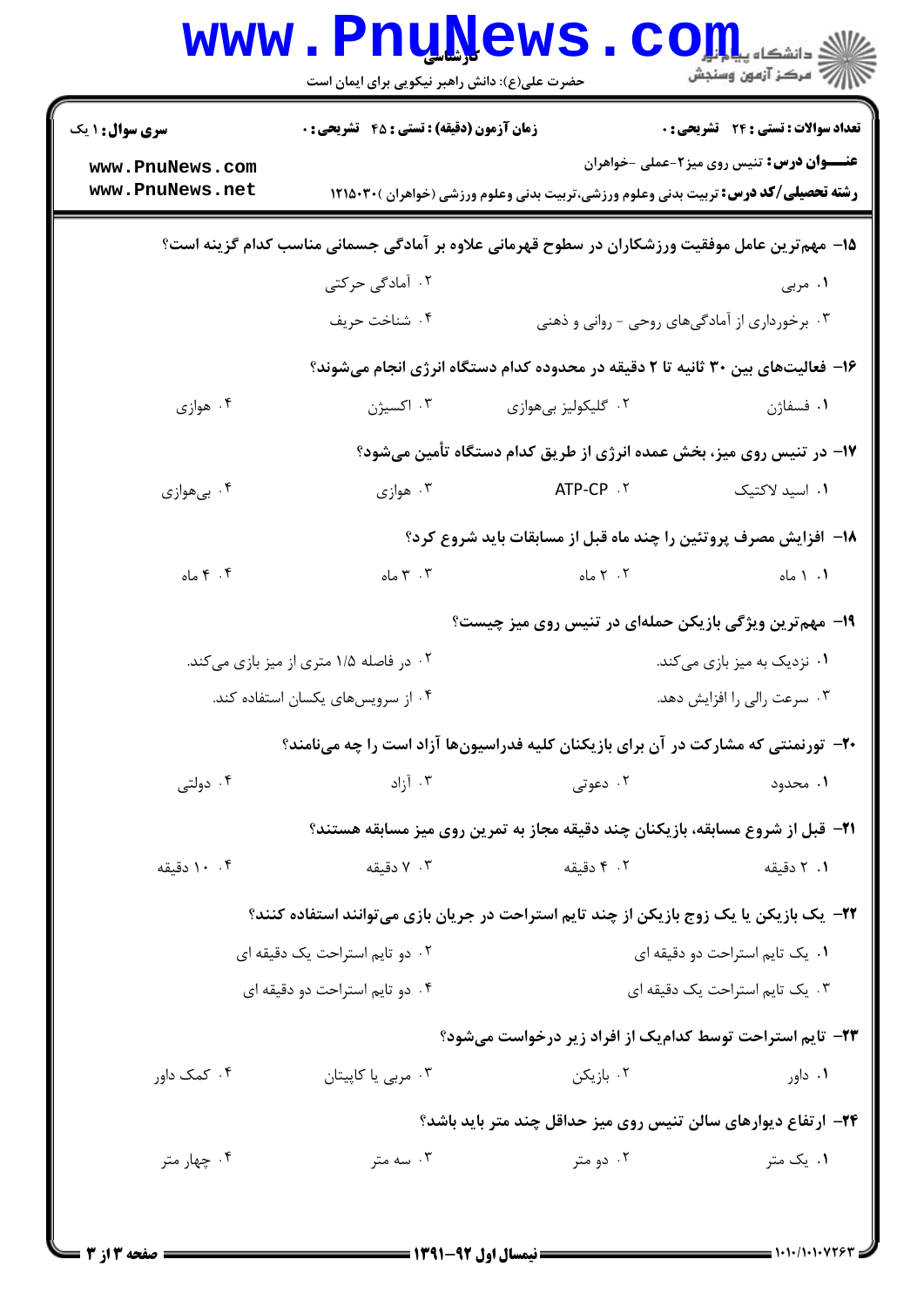۱۵- مهم‌ترین عامل موفقیت ورزشکاران در سطوح قهرمانی علاوه بر آمادگی جسمانی مناسب کدام گزینه است؟

۱. مربی
۲. آمادگی حرکتی
۳. برخورداری از آمادگی‌های روحی - روانی و ذهنی
۴. شناخت حریف

۱۶- فعالیت‌های بین ۳۰ ثانیه تا ۲ دقیقه در محدوده کدام دستگاه انرژی انجام می‌شوند؟

۱. فسفاژن
۲. گلیکولیز بی‌هوازی
۳. اکسیژن
۴. هوازی

۱۷- در تنیس روی میز، بخش عمده انرژی از طریق کدام دستگاه تأمین می‌شود؟

۱. اسید لاکتیک
۲. ATP-CP
۳. هوازی
۴. بی‌هوازی

۱۸- افزایش مصرف پروتئین را چند ماه قبل از مسابقات باید شروع کرد؟

۱. ۱ ماه
۲. ۲ ماه
۳. ۳ ماه
۴. ۴ ماه

۱۹- مهم‌ترین ویژگی بازیکن حمله‌ای در تنیس روی میز چیست؟

۱. نزدیک به میز بازی می‌کند.
۲. در فاصله ۱/۵ متری از میز بازی می‌کند.
۳. سرعت رالی را افزایش دهد.
۴. از سرویس‌های یکسان استفاده کند.

۲۰- تورنمنتی که مشارکت در آن برای بازیکنان کلیه فدراسیون‌ها آزاد است را چه می‌نامند؟

۱. محدود
۲. دعوتی
۳. آزاد
۴. دولتی

۲۱- قبل از شروع مسابقه، بازیکنان چند دقیقه مجاز به تمرین روی میز مسابقه هستند؟

۱. ۲ دقیقه
۲. ۴ دقیقه
۳. ۷ دقیقه
۴. ۱۰ دقیقه

۲۲- یک بازیکن یا یک زوج بازیکن از چند تایم استراحت در جریان بازی می‌توانند استفاده کنند؟

۱. یک تایم استراحت دو دقیقه ای
۲. دو تایم استراحت یک دقیقه ای
۳. یک تایم استراحت یک دقیقه ای
۴. دو تایم استراحت دو دقیقه ای

۲۳- تایم استراحت توسط کدام‌یک از افراد زیر درخواست می‌شود؟

۱. داور
۲. بازیکن
۳. مربی یا کاپیتان
۴. کمک داور

۲۴- ارتفاع دیوارهای سالن تنیس روی میز حداقل چند متر باید باشد؟

۱. یک متر
۲. دو متر
۳. سه متر
۴. چهار متر